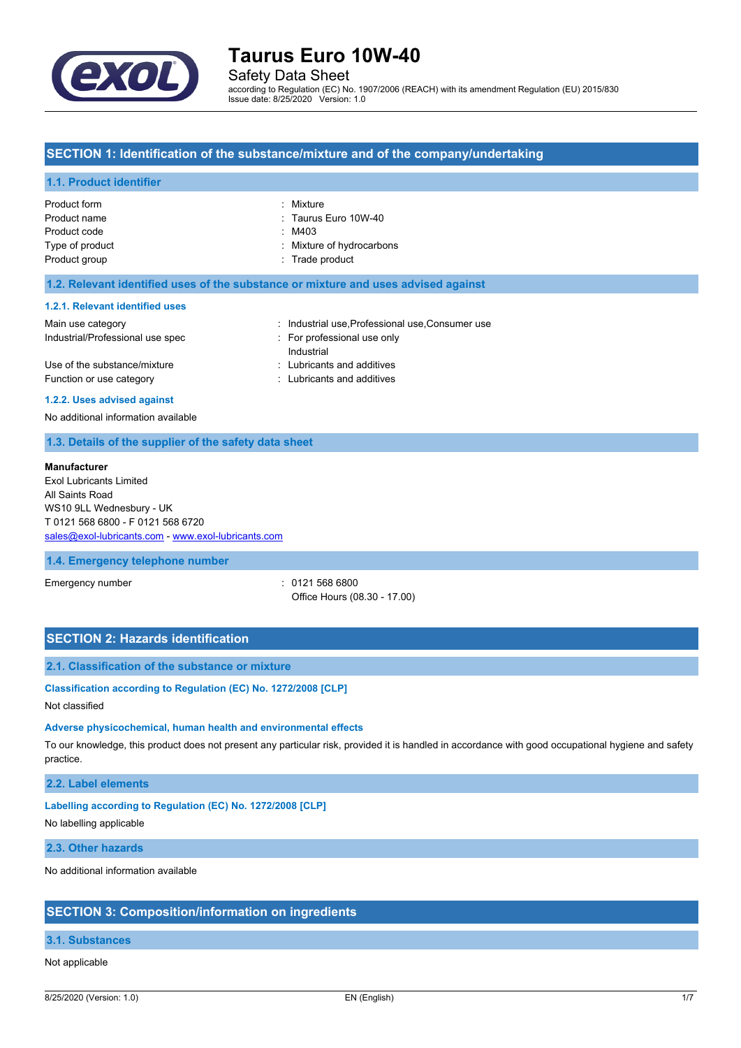# Taurus Euro 10W-40

Safety Data Sheet

according to Regulation (EC) No. 1907/2006 (REACH) with its amendment Regulation (EU) 2015/830

Issue date: 8/25/2020 Version: 1.0

## SECTION 1: Identification of the substance/mixture and of the company/undertaking

### 1.1. Product identifier

| | |
|---|---|
| Product form | : Mixture |
| Product name | : Taurus Euro 10W-40 |
| Product code | : M403 |
| Type of product | : Mixture of hydrocarbons |
| Product group | : Trade product |

### 1.2. Relevant identified uses of the substance or mixture and uses advised against

#### 1.2.1. Relevant identified uses

| | |
|---|---|
| Main use category | : Industrial use,Professional use,Consumer use |
| Industrial/Professional use spec | : For professional use only<br>Industrial |
| Use of the substance/mixture | : Lubricants and additives |
| Function or use category | : Lubricants and additives |

#### 1.2.2. Uses advised against

No additional information available

### 1.3. Details of the supplier of the safety data sheet

**Manufacturer**

Exol Lubricants Limited

All Saints Road

WS10 9LL Wednesbury - UK

T 0121 568 6800 - F 0121 568 6720

sales@exol-lubricants.com - www.exol-lubricants.com

### 1.4. Emergency telephone number

| | |
|---|---|
| Emergency number | : 0121 568 6800<br>Office Hours (08.30 - 17.00) |

## SECTION 2: Hazards identification

### 2.1. Classification of the substance or mixture

#### Classification according to Regulation (EC) No. 1272/2008 [CLP]

Not classified

#### Adverse physicochemical, human health and environmental effects

To our knowledge, this product does not present any particular risk, provided it is handled in accordance with good occupational hygiene and safety practice.

### 2.2. Label elements

#### Labelling according to Regulation (EC) No. 1272/2008 [CLP]

No labelling applicable

### 2.3. Other hazards

No additional information available

## SECTION 3: Composition/information on ingredients

### 3.1. Substances

Not applicable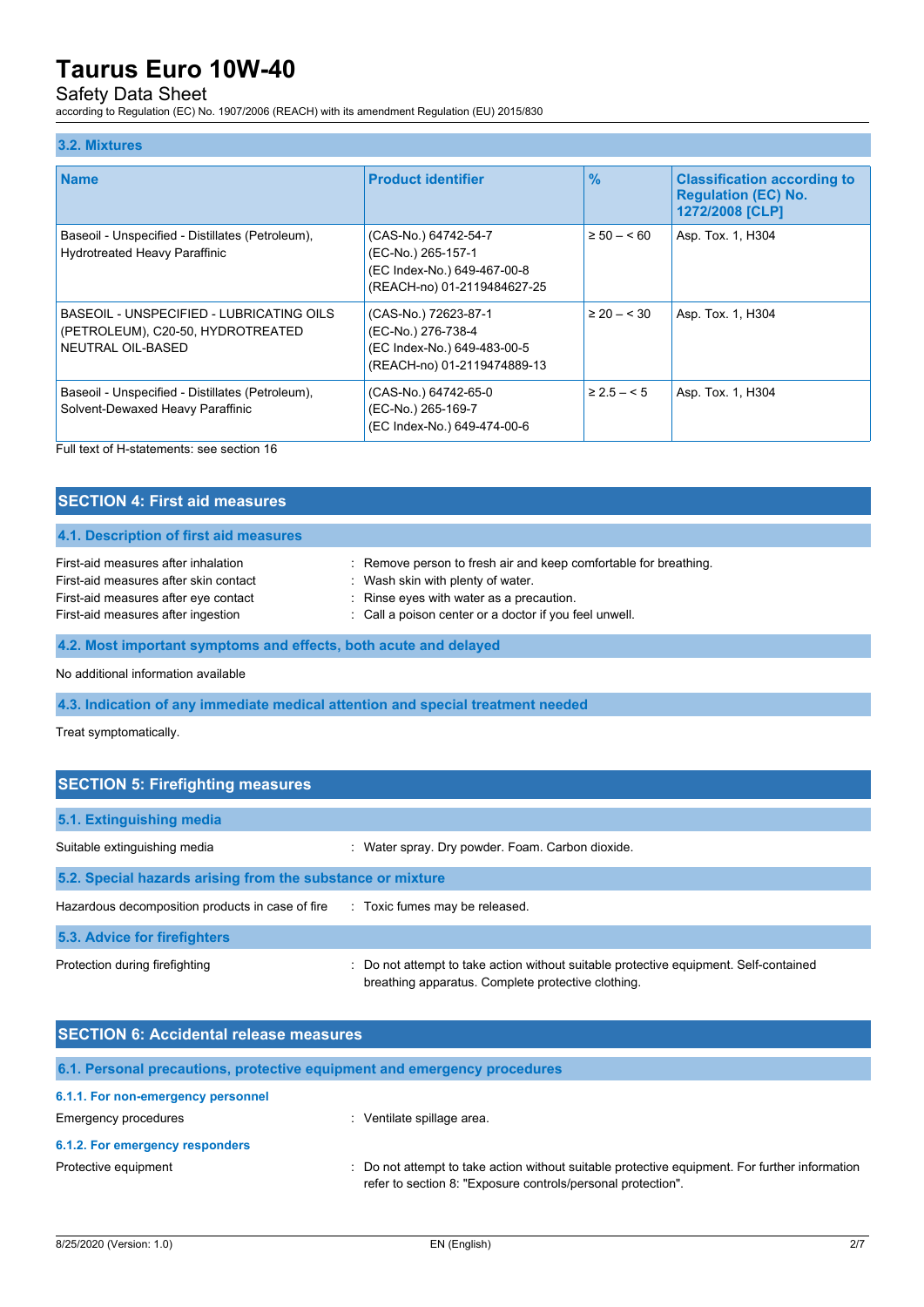### 3.2. Mixtures

| Name | Product identifier | % | Classification according to Regulation (EC) No. 1272/2008 [CLP] |
|---|---|---|---|
| Baseoil - Unspecified - Distillates (Petroleum), Hydrotreated Heavy Paraffinic | (CAS-No.) 64742-54-7<br>(EC-No.) 265-157-1<br>(EC Index-No.) 649-467-00-8<br>(REACH-no) 01-2119484627-25 | ≥ 50 – < 60 | Asp. Tox. 1, H304 |
| BASEOIL - UNSPECIFIED - LUBRICATING OILS (PETROLEUM), C20-50, HYDROTREATED NEUTRAL OIL-BASED | (CAS-No.) 72623-87-1<br>(EC-No.) 276-738-4<br>(EC Index-No.) 649-483-00-5<br>(REACH-no) 01-2119474889-13 | ≥ 20 – < 30 | Asp. Tox. 1, H304 |
| Baseoil - Unspecified - Distillates (Petroleum), Solvent-Dewaxed Heavy Paraffinic | (CAS-No.) 64742-65-0<br>(EC-No.) 265-169-7<br>(EC Index-No.) 649-474-00-6 | ≥ 2.5 – < 5 | Asp. Tox. 1, H304 |

Full text of H-statements: see section 16

## SECTION 4: First aid measures

### 4.1. Description of first aid measures

First-aid measures after inhalation : Remove person to fresh air and keep comfortable for breathing.
First-aid measures after skin contact : Wash skin with plenty of water.
First-aid measures after eye contact : Rinse eyes with water as a precaution.
First-aid measures after ingestion : Call a poison center or a doctor if you feel unwell.

### 4.2. Most important symptoms and effects, both acute and delayed

No additional information available

### 4.3. Indication of any immediate medical attention and special treatment needed

Treat symptomatically.

## SECTION 5: Firefighting measures

### 5.1. Extinguishing media

Suitable extinguishing media : Water spray. Dry powder. Foam. Carbon dioxide.

### 5.2. Special hazards arising from the substance or mixture

Hazardous decomposition products in case of fire : Toxic fumes may be released.

### 5.3. Advice for firefighters

Protection during firefighting : Do not attempt to take action without suitable protective equipment. Self-contained breathing apparatus. Complete protective clothing.

## SECTION 6: Accidental release measures

### 6.1. Personal precautions, protective equipment and emergency procedures

#### 6.1.1. For non-emergency personnel

Emergency procedures : Ventilate spillage area.

#### 6.1.2. For emergency responders

Protective equipment : Do not attempt to take action without suitable protective equipment. For further information refer to section 8: "Exposure controls/personal protection".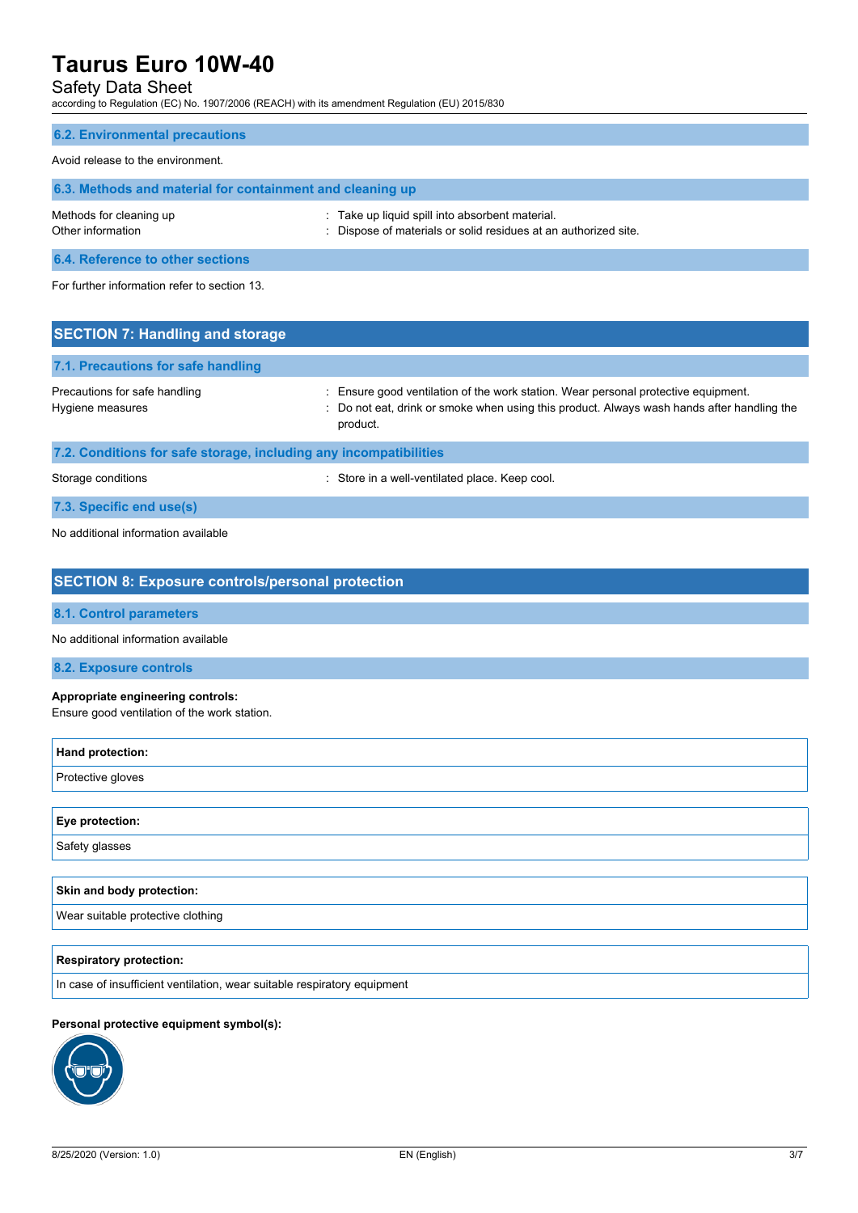### 6.2. Environmental precautions

Avoid release to the environment.

### 6.3. Methods and material for containment and cleaning up

| | |
|---|---|
| Methods for cleaning up | : Take up liquid spill into absorbent material. |
| Other information | : Dispose of materials or solid residues at an authorized site. |

### 6.4. Reference to other sections

For further information refer to section 13.

## SECTION 7: Handling and storage

### 7.1. Precautions for safe handling

| | |
|---|---|
| Precautions for safe handling | : Ensure good ventilation of the work station. Wear personal protective equipment. |
| Hygiene measures | : Do not eat, drink or smoke when using this product. Always wash hands after handling the product. |

### 7.2. Conditions for safe storage, including any incompatibilities

| | |
|---|---|
| Storage conditions | : Store in a well-ventilated place. Keep cool. |

### 7.3. Specific end use(s)

No additional information available

## SECTION 8: Exposure controls/personal protection

### 8.1. Control parameters

No additional information available

### 8.2. Exposure controls

**Appropriate engineering controls:**

Ensure good ventilation of the work station.

| **Hand protection:** |
|---|
| Protective gloves |

| **Eye protection:** |
|---|
| Safety glasses |

| **Skin and body protection:** |
|---|
| Wear suitable protective clothing |

| **Respiratory protection:** |
|---|
| In case of insufficient ventilation, wear suitable respiratory equipment |

**Personal protective equipment symbol(s):**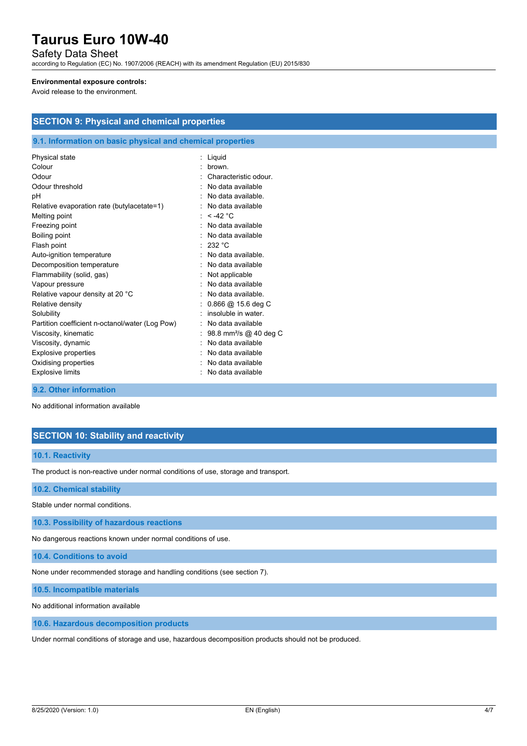**Environmental exposure controls:**

Avoid release to the environment.

## SECTION 9: Physical and chemical properties

### 9.1. Information on basic physical and chemical properties

| Property | | Value |
|---|---|---|
| Physical state | : | Liquid |
| Colour | : | brown. |
| Odour | : | Characteristic odour. |
| Odour threshold | : | No data available |
| pH | : | No data available. |
| Relative evaporation rate (butylacetate=1) | : | No data available |
| Melting point | : | < -42 °C |
| Freezing point | : | No data available |
| Boiling point | : | No data available |
| Flash point | : | 232 °C |
| Auto-ignition temperature | : | No data available. |
| Decomposition temperature | : | No data available |
| Flammability (solid, gas) | : | Not applicable |
| Vapour pressure | : | No data available |
| Relative vapour density at 20 °C | : | No data available. |
| Relative density | : | 0.866 @ 15.6 deg C |
| Solubility | : | insoluble in water. |
| Partition coefficient n-octanol/water (Log Pow) | : | No data available |
| Viscosity, kinematic | : | 98.8 $mm^2/s$ @ 40 deg C |
| Viscosity, dynamic | : | No data available |
| Explosive properties | : | No data available |
| Oxidising properties | : | No data available |
| Explosive limits | : | No data available |

### 9.2. Other information

No additional information available

## SECTION 10: Stability and reactivity

### 10.1. Reactivity

The product is non-reactive under normal conditions of use, storage and transport.

### 10.2. Chemical stability

Stable under normal conditions.

### 10.3. Possibility of hazardous reactions

No dangerous reactions known under normal conditions of use.

### 10.4. Conditions to avoid

None under recommended storage and handling conditions (see section 7).

### 10.5. Incompatible materials

No additional information available

### 10.6. Hazardous decomposition products

Under normal conditions of storage and use, hazardous decomposition products should not be produced.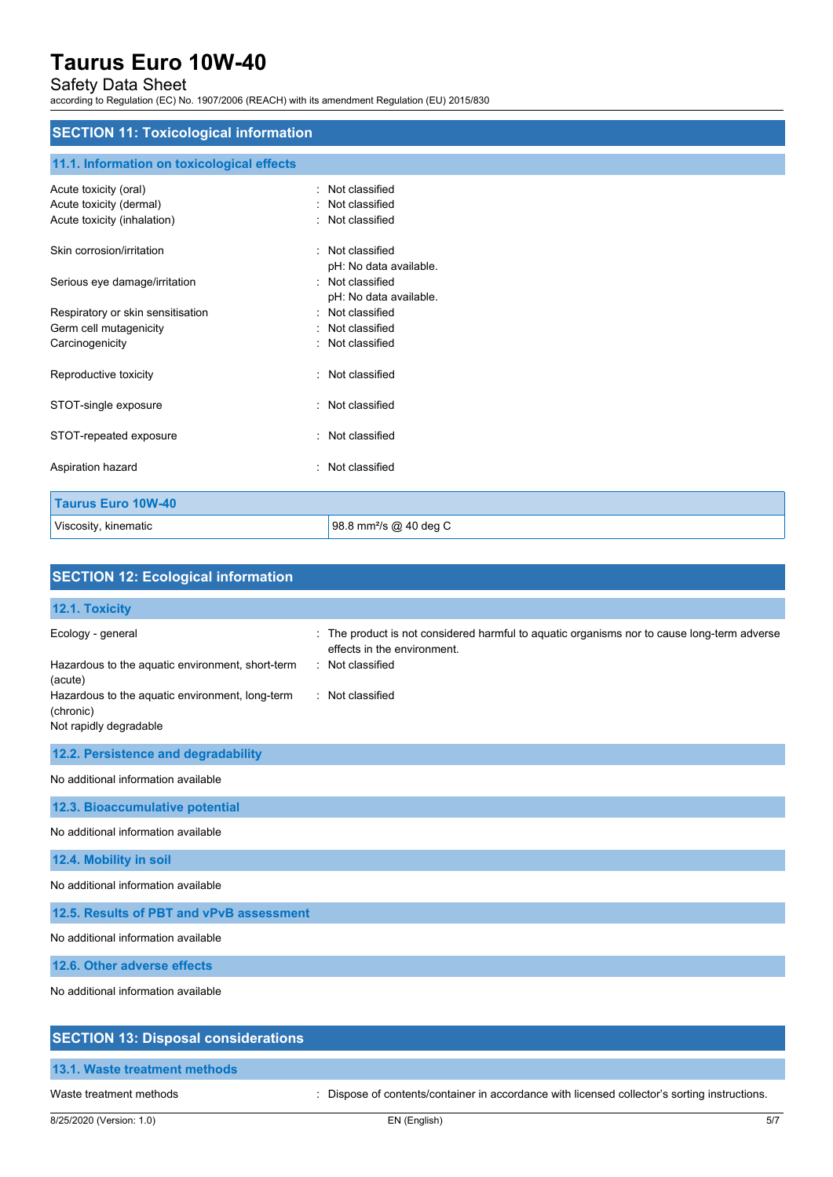## SECTION 11: Toxicological information

### 11.1. Information on toxicological effects

| | |
|---|---|
| Acute toxicity (oral) | : Not classified |
| Acute toxicity (dermal) | : Not classified |
| Acute toxicity (inhalation) | : Not classified |
| Skin corrosion/irritation | : Not classified<br>pH: No data available. |
| Serious eye damage/irritation | : Not classified<br>pH: No data available. |
| Respiratory or skin sensitisation | : Not classified |
| Germ cell mutagenicity | : Not classified |
| Carcinogenicity | : Not classified |
| Reproductive toxicity | : Not classified |
| STOT-single exposure | : Not classified |
| STOT-repeated exposure | : Not classified |
| Aspiration hazard | : Not classified |

| Taurus Euro 10W-40 | |
|---|---|
| Viscosity, kinematic | 98.8 mm²/s @ 40 deg C |

## SECTION 12: Ecological information

### 12.1. Toxicity

| | |
|---|---|
| Ecology - general | : The product is not considered harmful to aquatic organisms nor to cause long-term adverse effects in the environment. |
| Hazardous to the aquatic environment, short-term (acute) | : Not classified |
| Hazardous to the aquatic environment, long-term (chronic) | : Not classified |

Not rapidly degradable

### 12.2. Persistence and degradability

No additional information available

### 12.3. Bioaccumulative potential

No additional information available

### 12.4. Mobility in soil

No additional information available

### 12.5. Results of PBT and vPvB assessment

No additional information available

### 12.6. Other adverse effects

No additional information available

## SECTION 13: Disposal considerations

### 13.1. Waste treatment methods

| | |
|---|---|
| Waste treatment methods | : Dispose of contents/container in accordance with licensed collector's sorting instructions. |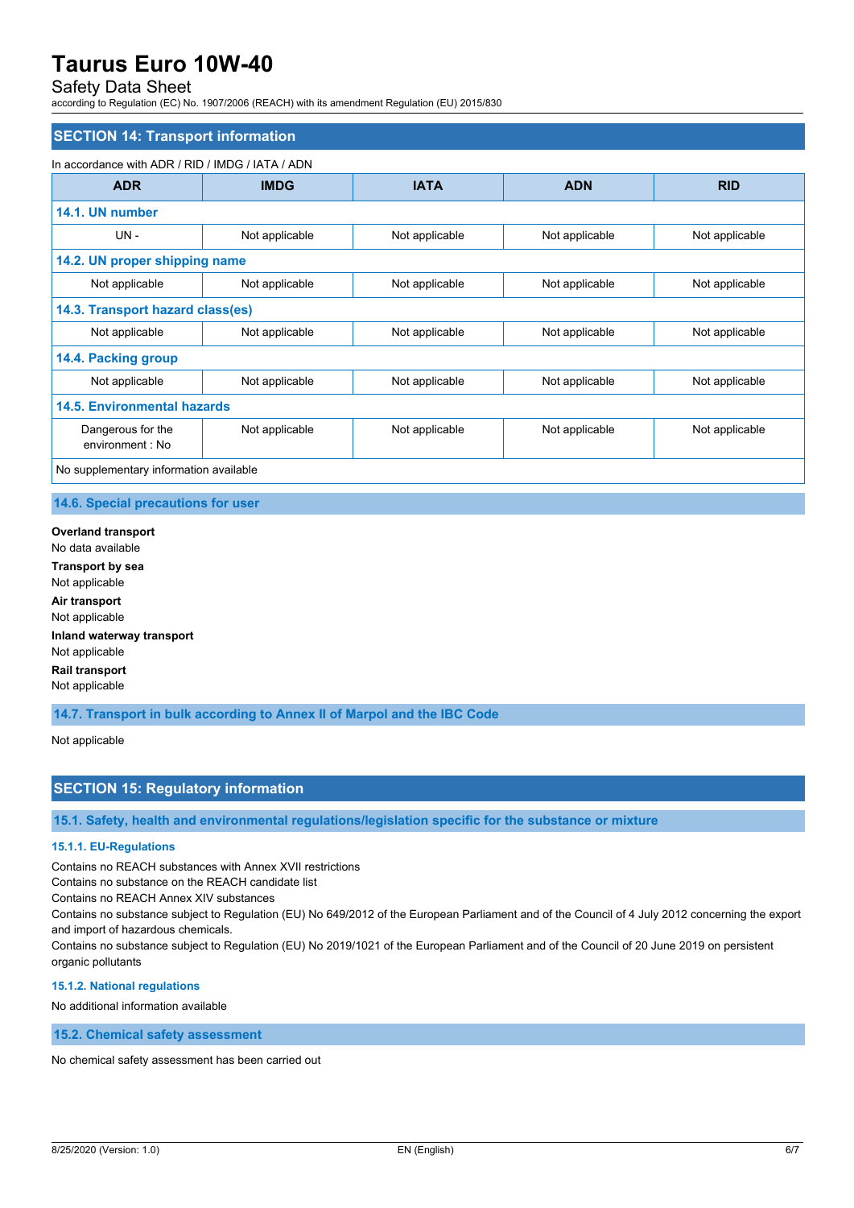# Taurus Euro 10W-40

Safety Data Sheet

according to Regulation (EC) No. 1907/2006 (REACH) with its amendment Regulation (EU) 2015/830

## SECTION 14: Transport information

In accordance with ADR / RID / IMDG / IATA / ADN

| ADR | IMDG | IATA | ADN | RID |
|---|---|---|---|---|
| **14.1. UN number** | | | | |
| UN - | Not applicable | Not applicable | Not applicable | Not applicable |
| **14.2. UN proper shipping name** | | | | |
| Not applicable | Not applicable | Not applicable | Not applicable | Not applicable |
| **14.3. Transport hazard class(es)** | | | | |
| Not applicable | Not applicable | Not applicable | Not applicable | Not applicable |
| **14.4. Packing group** | | | | |
| Not applicable | Not applicable | Not applicable | Not applicable | Not applicable |
| **14.5. Environmental hazards** | | | | |
| Dangerous for the environment : No | Not applicable | Not applicable | Not applicable | Not applicable |
| No supplementary information available | | | | |

### 14.6. Special precautions for user

**Overland transport**
No data available

**Transport by sea**
Not applicable

**Air transport**
Not applicable

**Inland waterway transport**
Not applicable

**Rail transport**
Not applicable

### 14.7. Transport in bulk according to Annex II of Marpol and the IBC Code

Not applicable

## SECTION 15: Regulatory information

### 15.1. Safety, health and environmental regulations/legislation specific for the substance or mixture

#### 15.1.1. EU-Regulations

Contains no REACH substances with Annex XVII restrictions
Contains no substance on the REACH candidate list
Contains no REACH Annex XIV substances
Contains no substance subject to Regulation (EU) No 649/2012 of the European Parliament and of the Council of 4 July 2012 concerning the export and import of hazardous chemicals.
Contains no substance subject to Regulation (EU) No 2019/1021 of the European Parliament and of the Council of 20 June 2019 on persistent organic pollutants

#### 15.1.2. National regulations

No additional information available

### 15.2. Chemical safety assessment

No chemical safety assessment has been carried out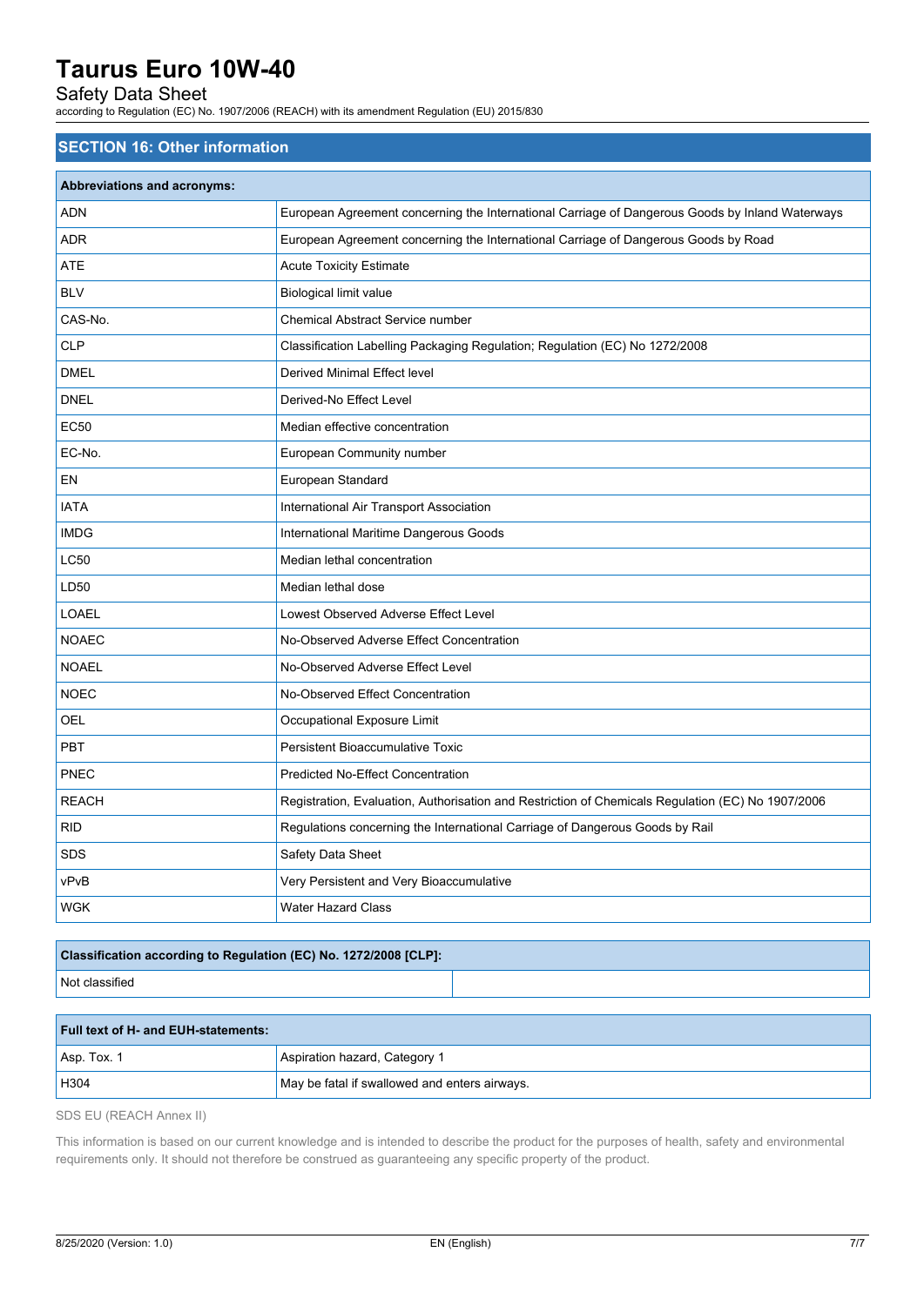## SECTION 16: Other information

| Abbreviations and acronyms: | |
|---|---|
| ADN | European Agreement concerning the International Carriage of Dangerous Goods by Inland Waterways |
| ADR | European Agreement concerning the International Carriage of Dangerous Goods by Road |
| ATE | Acute Toxicity Estimate |
| BLV | Biological limit value |
| CAS-No. | Chemical Abstract Service number |
| CLP | Classification Labelling Packaging Regulation; Regulation (EC) No 1272/2008 |
| DMEL | Derived Minimal Effect level |
| DNEL | Derived-No Effect Level |
| EC50 | Median effective concentration |
| EC-No. | European Community number |
| EN | European Standard |
| IATA | International Air Transport Association |
| IMDG | International Maritime Dangerous Goods |
| LC50 | Median lethal concentration |
| LD50 | Median lethal dose |
| LOAEL | Lowest Observed Adverse Effect Level |
| NOAEC | No-Observed Adverse Effect Concentration |
| NOAEL | No-Observed Adverse Effect Level |
| NOEC | No-Observed Effect Concentration |
| OEL | Occupational Exposure Limit |
| PBT | Persistent Bioaccumulative Toxic |
| PNEC | Predicted No-Effect Concentration |
| REACH | Registration, Evaluation, Authorisation and Restriction of Chemicals Regulation (EC) No 1907/2006 |
| RID | Regulations concerning the International Carriage of Dangerous Goods by Rail |
| SDS | Safety Data Sheet |
| vPvB | Very Persistent and Very Bioaccumulative |
| WGK | Water Hazard Class |

| Classification according to Regulation (EC) No. 1272/2008 [CLP]: | |
|---|---|
| Not classified | |

| Full text of H- and EUH-statements: | |
|---|---|
| Asp. Tox. 1 | Aspiration hazard, Category 1 |
| H304 | May be fatal if swallowed and enters airways. |

SDS EU (REACH Annex II)

This information is based on our current knowledge and is intended to describe the product for the purposes of health, safety and environmental requirements only. It should not therefore be construed as guaranteeing any specific property of the product.